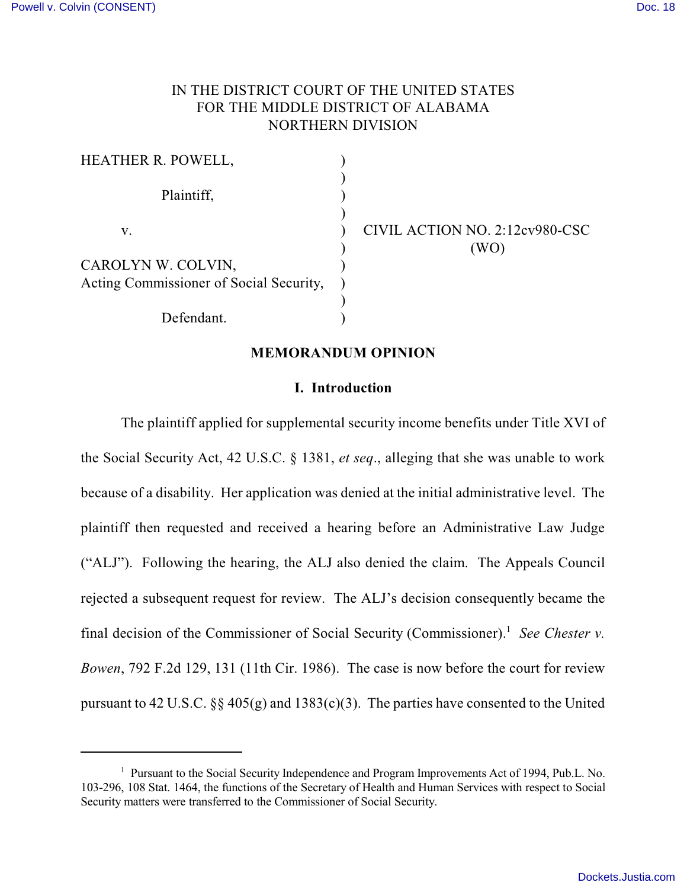IN THE DISTRICT COURT OF THE UNITED STATES
FOR THE MIDDLE DISTRICT OF ALABAMA
NORTHERN DIVISION

| | | |
|---|---|---|
| HEATHER R. POWELL, | ) | |
| Plaintiff, | ) | |
| v. | ) | CIVIL ACTION NO. 2:12cv980-CSC (WO) |
| CAROLYN W. COLVIN, Acting Commissioner of Social Security, | ) | |
| Defendant. | ) | |

## MEMORANDUM OPINION

### I. Introduction

The plaintiff applied for supplemental security income benefits under Title XVI of the Social Security Act, 42 U.S.C. § 1381, *et seq*., alleging that she was unable to work because of a disability. Her application was denied at the initial administrative level. The plaintiff then requested and received a hearing before an Administrative Law Judge ("ALJ"). Following the hearing, the ALJ also denied the claim. The Appeals Council rejected a subsequent request for review. The ALJ's decision consequently became the final decision of the Commissioner of Social Security (Commissioner).[1] *See Chester v. Bowen*, 792 F.2d 129, 131 (11th Cir. 1986). The case is now before the court for review pursuant to 42 U.S.C. §§ 405(g) and 1383(c)(3). The parties have consented to the United

[1] Pursuant to the Social Security Independence and Program Improvements Act of 1994, Pub.L. No. 103-296, 108 Stat. 1464, the functions of the Secretary of Health and Human Services with respect to Social Security matters were transferred to the Commissioner of Social Security.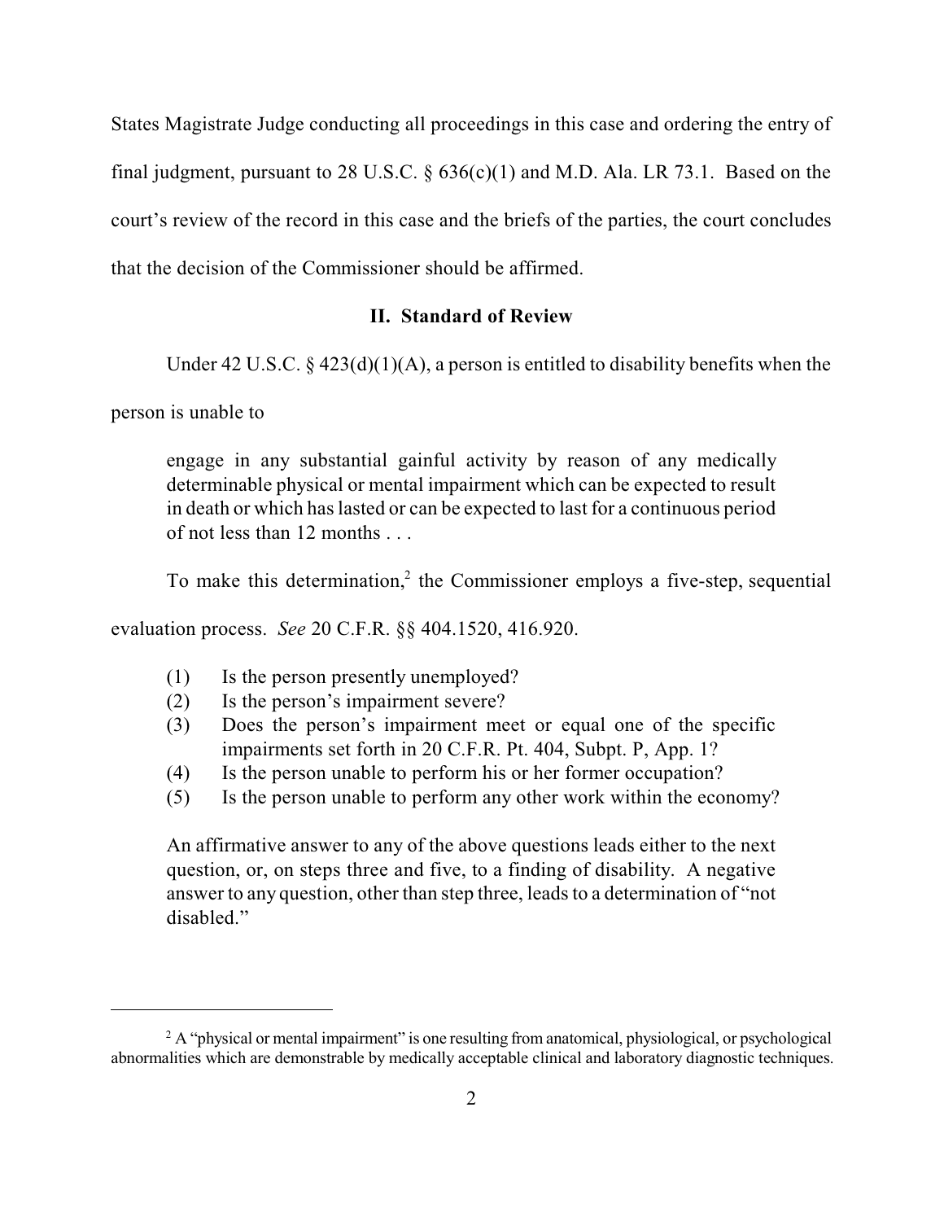States Magistrate Judge conducting all proceedings in this case and ordering the entry of final judgment, pursuant to 28 U.S.C. § 636(c)(1) and M.D. Ala. LR 73.1. Based on the court's review of the record in this case and the briefs of the parties, the court concludes that the decision of the Commissioner should be affirmed.

## II. Standard of Review

Under 42 U.S.C. § 423(d)(1)(A), a person is entitled to disability benefits when the person is unable to

> engage in any substantial gainful activity by reason of any medically determinable physical or mental impairment which can be expected to result in death or which has lasted or can be expected to last for a continuous period of not less than 12 months . . .

To make this determination,[2] the Commissioner employs a five-step, sequential evaluation process. *See* 20 C.F.R. §§ 404.1520, 416.920.

> (1) Is the person presently unemployed?
> (2) Is the person's impairment severe?
> (3) Does the person's impairment meet or equal one of the specific impairments set forth in 20 C.F.R. Pt. 404, Subpt. P, App. 1?
> (4) Is the person unable to perform his or her former occupation?
> (5) Is the person unable to perform any other work within the economy?
>
> An affirmative answer to any of the above questions leads either to the next question, or, on steps three and five, to a finding of disability. A negative answer to any question, other than step three, leads to a determination of "not disabled."

---

[2] A "physical or mental impairment" is one resulting from anatomical, physiological, or psychological abnormalities which are demonstrable by medically acceptable clinical and laboratory diagnostic techniques.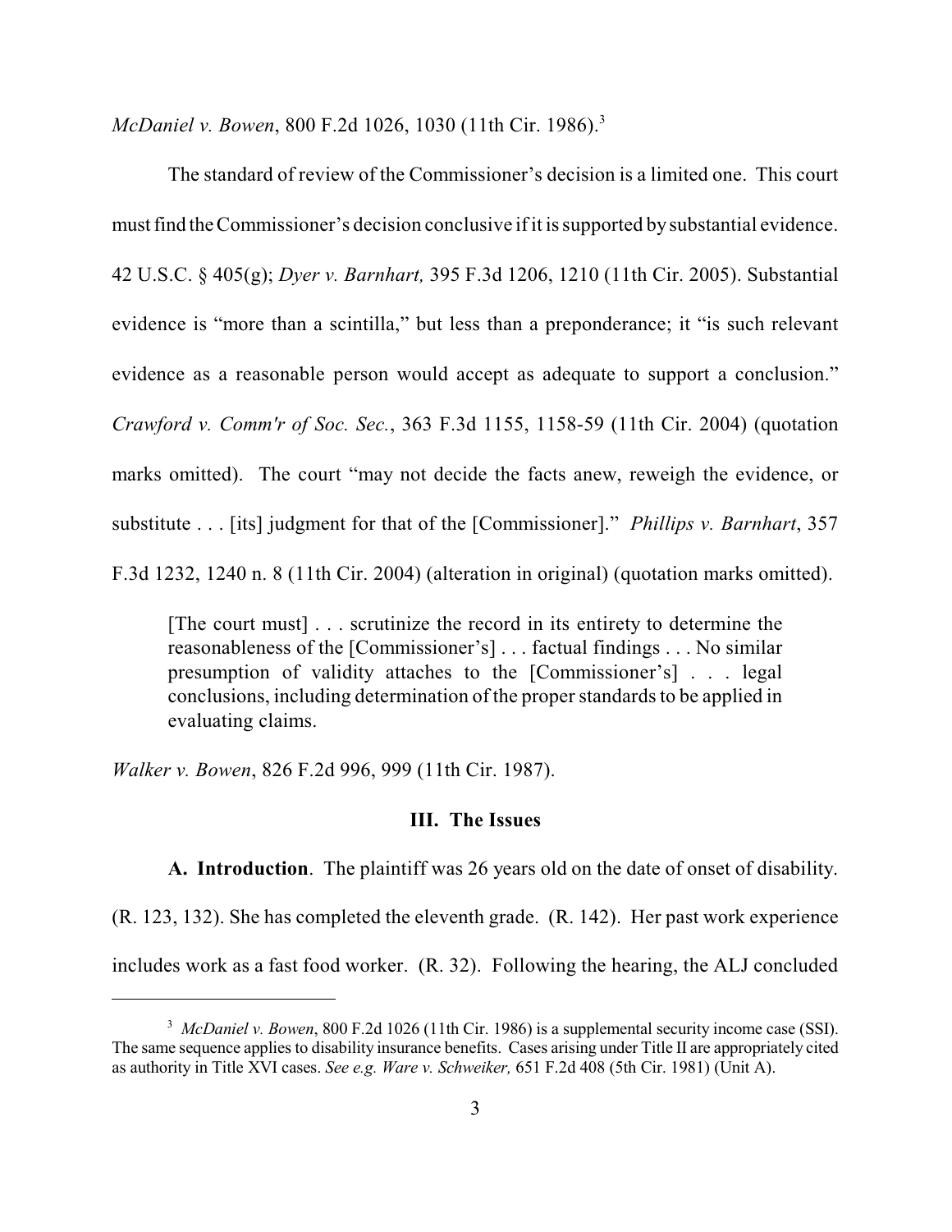*McDaniel v. Bowen*, 800 F.2d 1026, 1030 (11th Cir. 1986).[3]

The standard of review of the Commissioner's decision is a limited one. This court must find the Commissioner's decision conclusive if it is supported by substantial evidence. 42 U.S.C. § 405(g); *Dyer v. Barnhart,* 395 F.3d 1206, 1210 (11th Cir. 2005). Substantial evidence is "more than a scintilla," but less than a preponderance; it "is such relevant evidence as a reasonable person would accept as adequate to support a conclusion." *Crawford v. Comm'r of Soc. Sec.*, 363 F.3d 1155, 1158-59 (11th Cir. 2004) (quotation marks omitted). The court "may not decide the facts anew, reweigh the evidence, or substitute . . . [its] judgment for that of the [Commissioner]." *Phillips v. Barnhart*, 357 F.3d 1232, 1240 n. 8 (11th Cir. 2004) (alteration in original) (quotation marks omitted).

> [The court must] . . . scrutinize the record in its entirety to determine the reasonableness of the [Commissioner's] . . . factual findings . . . No similar presumption of validity attaches to the [Commissioner's] . . . legal conclusions, including determination of the proper standards to be applied in evaluating claims.

*Walker v. Bowen*, 826 F.2d 996, 999 (11th Cir. 1987).

### III. The Issues

**A. Introduction**. The plaintiff was 26 years old on the date of onset of disability. (R. 123, 132). She has completed the eleventh grade. (R. 142). Her past work experience includes work as a fast food worker. (R. 32). Following the hearing, the ALJ concluded

---

[3] *McDaniel v. Bowen*, 800 F.2d 1026 (11th Cir. 1986) is a supplemental security income case (SSI). The same sequence applies to disability insurance benefits. Cases arising under Title II are appropriately cited as authority in Title XVI cases. *See e.g. Ware v. Schweiker,* 651 F.2d 408 (5th Cir. 1981) (Unit A).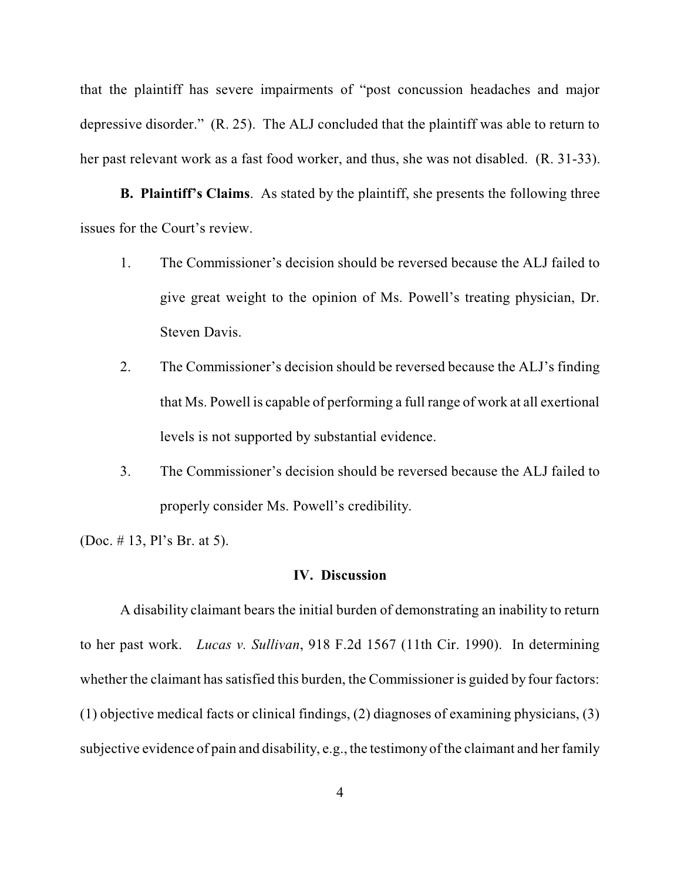that the plaintiff has severe impairments of "post concussion headaches and major depressive disorder." (R. 25). The ALJ concluded that the plaintiff was able to return to her past relevant work as a fast food worker, and thus, she was not disabled. (R. 31-33).

**B. Plaintiff's Claims**. As stated by the plaintiff, she presents the following three issues for the Court's review.

1. The Commissioner's decision should be reversed because the ALJ failed to give great weight to the opinion of Ms. Powell's treating physician, Dr. Steven Davis.
2. The Commissioner's decision should be reversed because the ALJ's finding that Ms. Powell is capable of performing a full range of work at all exertional levels is not supported by substantial evidence.
3. The Commissioner's decision should be reversed because the ALJ failed to properly consider Ms. Powell's credibility.

(Doc. # 13, Pl's Br. at 5).

## IV. Discussion

A disability claimant bears the initial burden of demonstrating an inability to return to her past work. *Lucas v. Sullivan*, 918 F.2d 1567 (11th Cir. 1990). In determining whether the claimant has satisfied this burden, the Commissioner is guided by four factors: (1) objective medical facts or clinical findings, (2) diagnoses of examining physicians, (3) subjective evidence of pain and disability, e.g., the testimony of the claimant and her family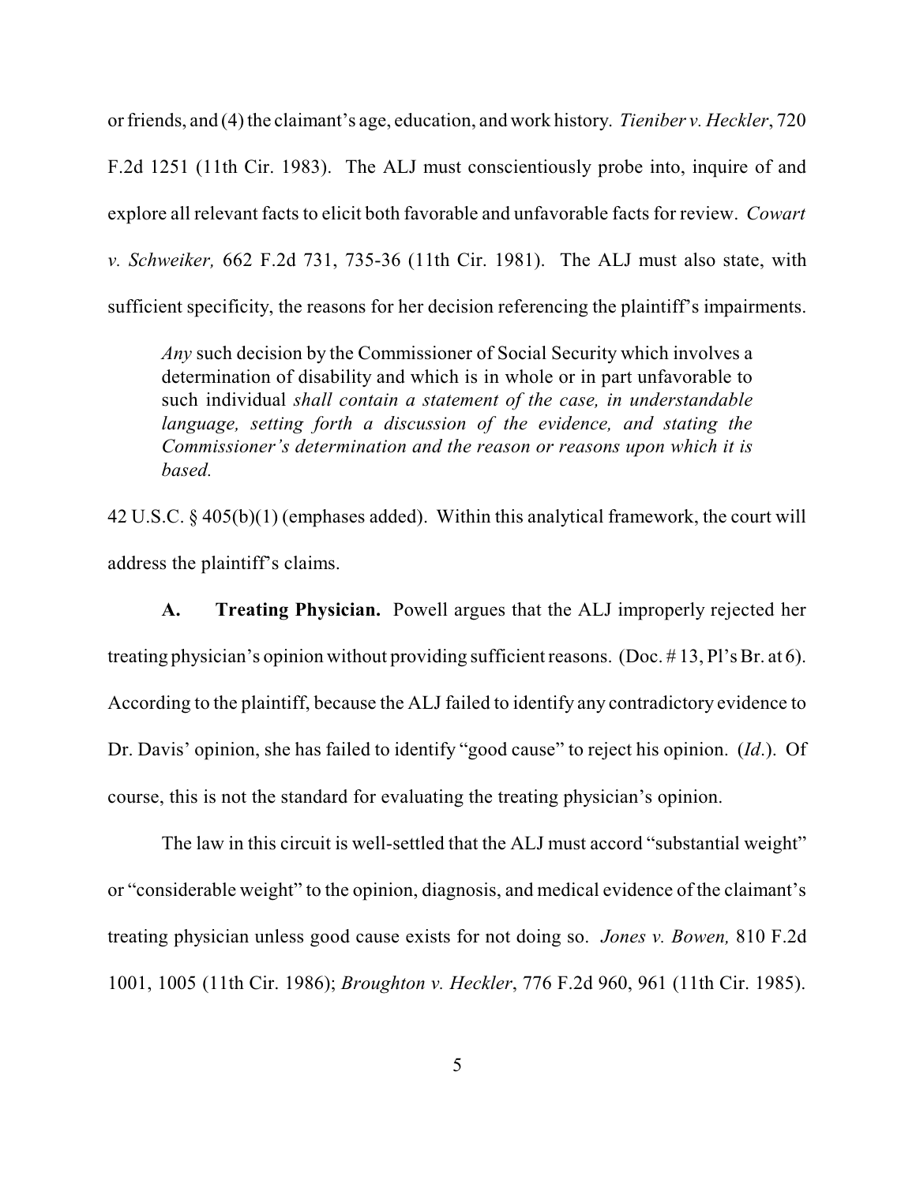or friends, and (4) the claimant's age, education, and work history. *Tieniber v. Heckler*, 720 F.2d 1251 (11th Cir. 1983). The ALJ must conscientiously probe into, inquire of and explore all relevant facts to elicit both favorable and unfavorable facts for review. *Cowart v. Schweiker,* 662 F.2d 731, 735-36 (11th Cir. 1981). The ALJ must also state, with sufficient specificity, the reasons for her decision referencing the plaintiff's impairments.

> *Any* such decision by the Commissioner of Social Security which involves a determination of disability and which is in whole or in part unfavorable to such individual *shall contain a statement of the case, in understandable language, setting forth a discussion of the evidence, and stating the Commissioner's determination and the reason or reasons upon which it is based.*

42 U.S.C. § 405(b)(1) (emphases added). Within this analytical framework, the court will address the plaintiff's claims.

**A. Treating Physician.** Powell argues that the ALJ improperly rejected her treating physician's opinion without providing sufficient reasons. (Doc. # 13, Pl's Br. at 6). According to the plaintiff, because the ALJ failed to identify any contradictory evidence to Dr. Davis' opinion, she has failed to identify "good cause" to reject his opinion. (*Id*.). Of course, this is not the standard for evaluating the treating physician's opinion.

The law in this circuit is well-settled that the ALJ must accord "substantial weight" or "considerable weight" to the opinion, diagnosis, and medical evidence of the claimant's treating physician unless good cause exists for not doing so. *Jones v. Bowen,* 810 F.2d 1001, 1005 (11th Cir. 1986); *Broughton v. Heckler*, 776 F.2d 960, 961 (11th Cir. 1985).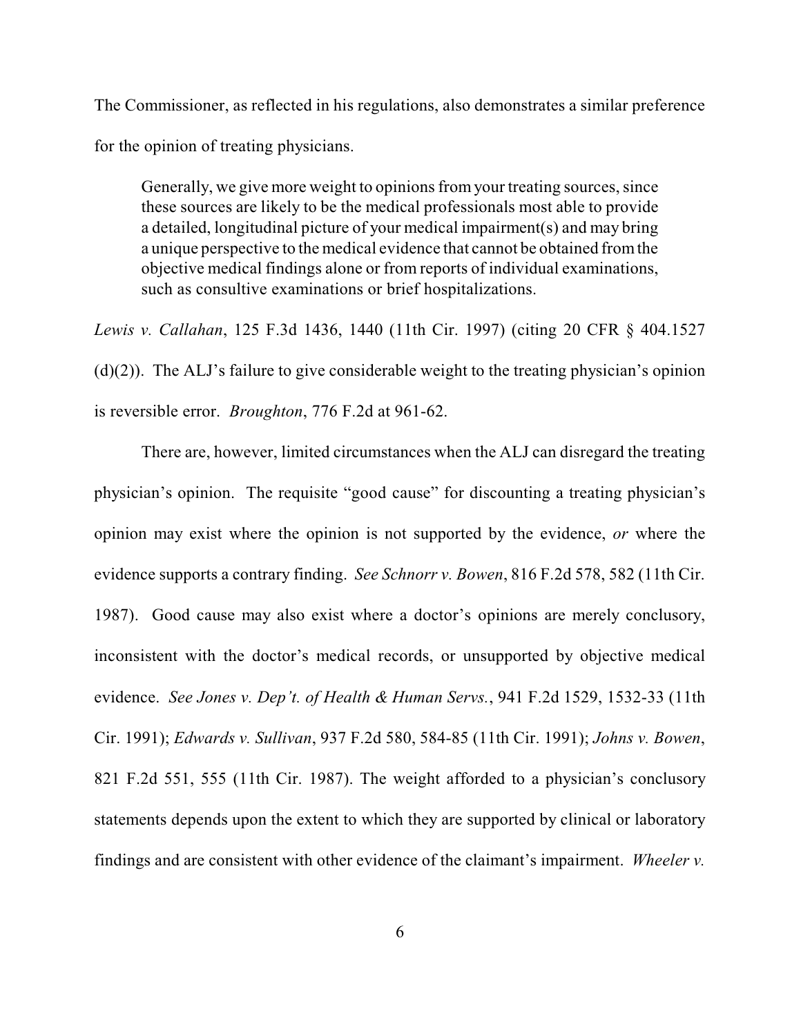The Commissioner, as reflected in his regulations, also demonstrates a similar preference for the opinion of treating physicians.

> Generally, we give more weight to opinions from your treating sources, since these sources are likely to be the medical professionals most able to provide a detailed, longitudinal picture of your medical impairment(s) and may bring a unique perspective to the medical evidence that cannot be obtained from the objective medical findings alone or from reports of individual examinations, such as consultive examinations or brief hospitalizations.

*Lewis v. Callahan*, 125 F.3d 1436, 1440 (11th Cir. 1997) (citing 20 CFR § 404.1527 (d)(2)). The ALJ's failure to give considerable weight to the treating physician's opinion is reversible error. *Broughton*, 776 F.2d at 961-62.

There are, however, limited circumstances when the ALJ can disregard the treating physician's opinion. The requisite "good cause" for discounting a treating physician's opinion may exist where the opinion is not supported by the evidence, *or* where the evidence supports a contrary finding. *See Schnorr v. Bowen*, 816 F.2d 578, 582 (11th Cir. 1987). Good cause may also exist where a doctor's opinions are merely conclusory, inconsistent with the doctor's medical records, or unsupported by objective medical evidence. *See Jones v. Dep't. of Health & Human Servs.*, 941 F.2d 1529, 1532-33 (11th Cir. 1991); *Edwards v. Sullivan*, 937 F.2d 580, 584-85 (11th Cir. 1991); *Johns v. Bowen*, 821 F.2d 551, 555 (11th Cir. 1987). The weight afforded to a physician's conclusory statements depends upon the extent to which they are supported by clinical or laboratory findings and are consistent with other evidence of the claimant's impairment. *Wheeler v.*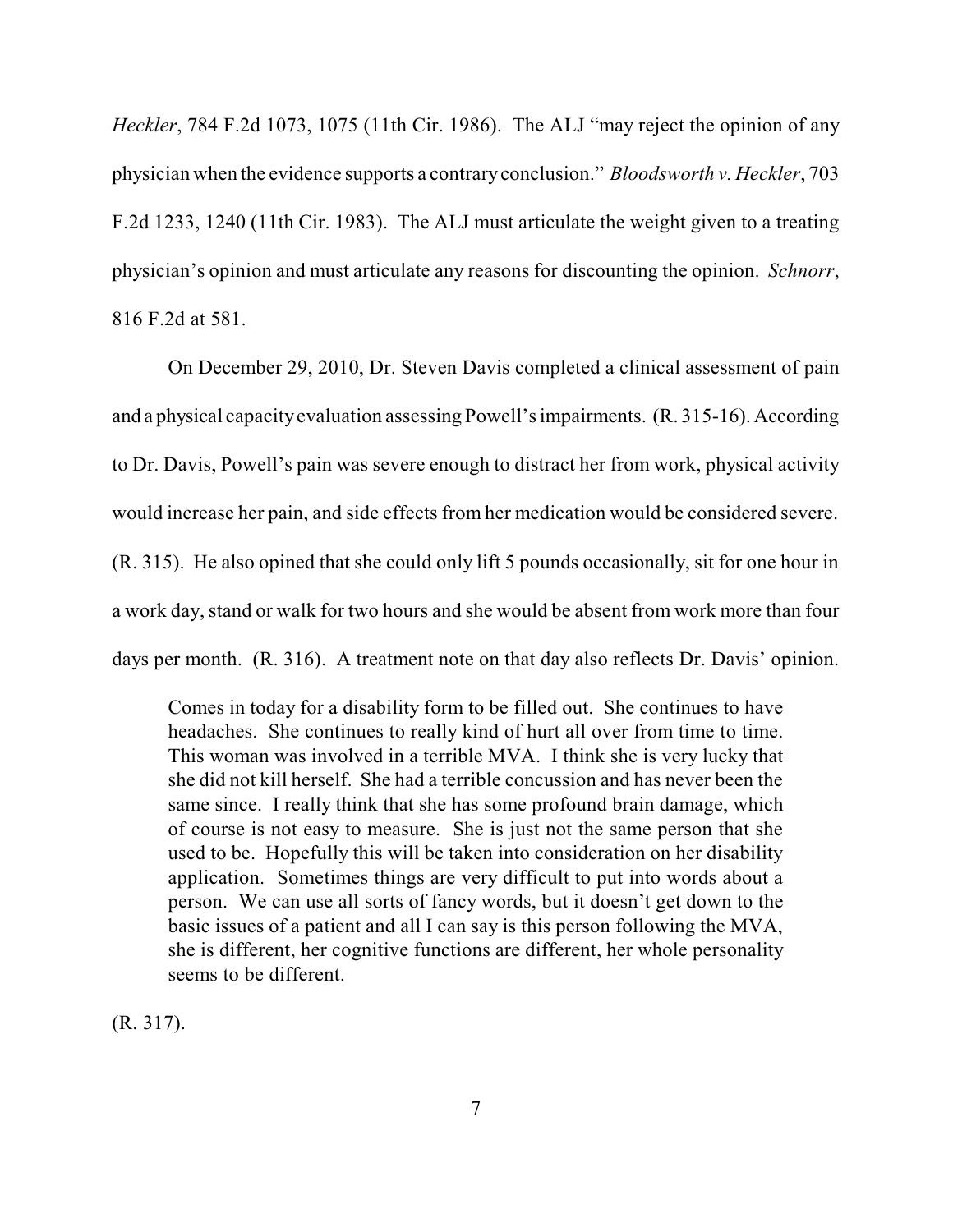*Heckler*, 784 F.2d 1073, 1075 (11th Cir. 1986). The ALJ "may reject the opinion of any physician when the evidence supports a contrary conclusion." *Bloodsworth v. Heckler*, 703 F.2d 1233, 1240 (11th Cir. 1983). The ALJ must articulate the weight given to a treating physician's opinion and must articulate any reasons for discounting the opinion. *Schnorr*, 816 F.2d at 581.

On December 29, 2010, Dr. Steven Davis completed a clinical assessment of pain and a physical capacity evaluation assessing Powell's impairments. (R. 315-16). According to Dr. Davis, Powell's pain was severe enough to distract her from work, physical activity would increase her pain, and side effects from her medication would be considered severe. (R. 315). He also opined that she could only lift 5 pounds occasionally, sit for one hour in a work day, stand or walk for two hours and she would be absent from work more than four days per month. (R. 316). A treatment note on that day also reflects Dr. Davis' opinion.

> Comes in today for a disability form to be filled out. She continues to have headaches. She continues to really kind of hurt all over from time to time. This woman was involved in a terrible MVA. I think she is very lucky that she did not kill herself. She had a terrible concussion and has never been the same since. I really think that she has some profound brain damage, which of course is not easy to measure. She is just not the same person that she used to be. Hopefully this will be taken into consideration on her disability application. Sometimes things are very difficult to put into words about a person. We can use all sorts of fancy words, but it doesn't get down to the basic issues of a patient and all I can say is this person following the MVA, she is different, her cognitive functions are different, her whole personality seems to be different.

(R. 317).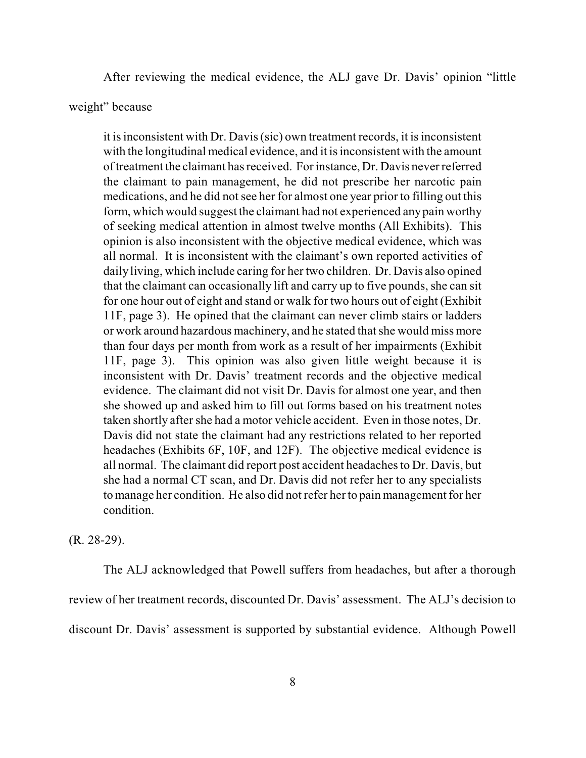After reviewing the medical evidence, the ALJ gave Dr. Davis' opinion "little weight" because

> it is inconsistent with Dr. Davis (sic) own treatment records, it is inconsistent with the longitudinal medical evidence, and it is inconsistent with the amount of treatment the claimant has received. For instance, Dr. Davis never referred the claimant to pain management, he did not prescribe her narcotic pain medications, and he did not see her for almost one year prior to filling out this form, which would suggest the claimant had not experienced any pain worthy of seeking medical attention in almost twelve months (All Exhibits). This opinion is also inconsistent with the objective medical evidence, which was all normal. It is inconsistent with the claimant's own reported activities of daily living, which include caring for her two children. Dr. Davis also opined that the claimant can occasionally lift and carry up to five pounds, she can sit for one hour out of eight and stand or walk for two hours out of eight (Exhibit 11F, page 3). He opined that the claimant can never climb stairs or ladders or work around hazardous machinery, and he stated that she would miss more than four days per month from work as a result of her impairments (Exhibit 11F, page 3). This opinion was also given little weight because it is inconsistent with Dr. Davis' treatment records and the objective medical evidence. The claimant did not visit Dr. Davis for almost one year, and then she showed up and asked him to fill out forms based on his treatment notes taken shortly after she had a motor vehicle accident. Even in those notes, Dr. Davis did not state the claimant had any restrictions related to her reported headaches (Exhibits 6F, 10F, and 12F). The objective medical evidence is all normal. The claimant did report post accident headaches to Dr. Davis, but she had a normal CT scan, and Dr. Davis did not refer her to any specialists to manage her condition. He also did not refer her to pain management for her condition.

(R. 28-29).

The ALJ acknowledged that Powell suffers from headaches, but after a thorough review of her treatment records, discounted Dr. Davis' assessment. The ALJ's decision to discount Dr. Davis' assessment is supported by substantial evidence. Although Powell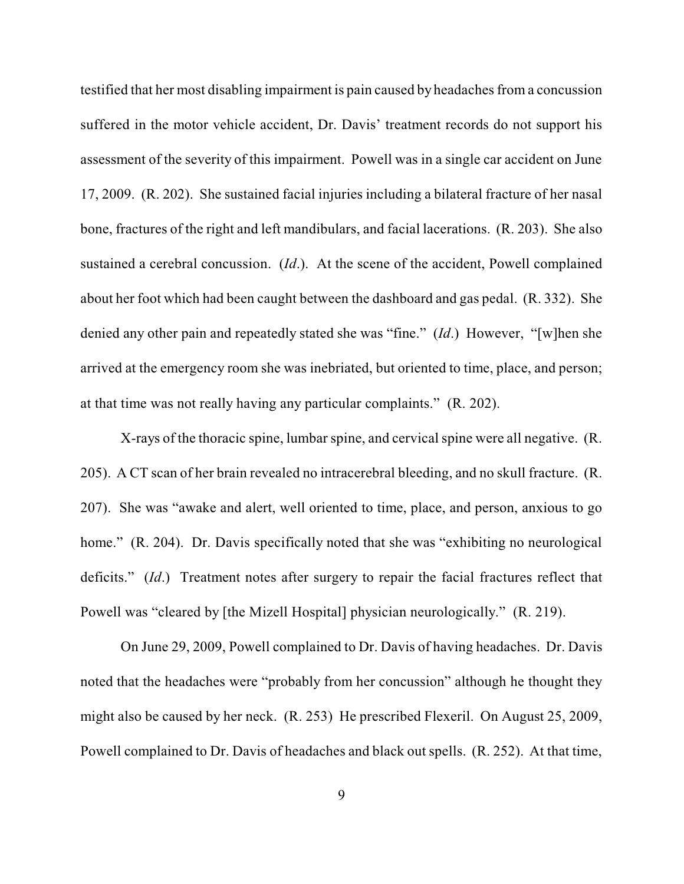testified that her most disabling impairment is pain caused by headaches from a concussion suffered in the motor vehicle accident, Dr. Davis' treatment records do not support his assessment of the severity of this impairment. Powell was in a single car accident on June 17, 2009. (R. 202). She sustained facial injuries including a bilateral fracture of her nasal bone, fractures of the right and left mandibulars, and facial lacerations. (R. 203). She also sustained a cerebral concussion. (*Id*.). At the scene of the accident, Powell complained about her foot which had been caught between the dashboard and gas pedal. (R. 332). She denied any other pain and repeatedly stated she was "fine." (*Id*.) However, "[w]hen she arrived at the emergency room she was inebriated, but oriented to time, place, and person; at that time was not really having any particular complaints." (R. 202).

X-rays of the thoracic spine, lumbar spine, and cervical spine were all negative. (R. 205). A CT scan of her brain revealed no intracerebral bleeding, and no skull fracture. (R. 207). She was "awake and alert, well oriented to time, place, and person, anxious to go home." (R. 204). Dr. Davis specifically noted that she was "exhibiting no neurological deficits." (*Id*.) Treatment notes after surgery to repair the facial fractures reflect that Powell was "cleared by [the Mizell Hospital] physician neurologically." (R. 219).

On June 29, 2009, Powell complained to Dr. Davis of having headaches. Dr. Davis noted that the headaches were "probably from her concussion" although he thought they might also be caused by her neck. (R. 253) He prescribed Flexeril. On August 25, 2009, Powell complained to Dr. Davis of headaches and black out spells. (R. 252). At that time,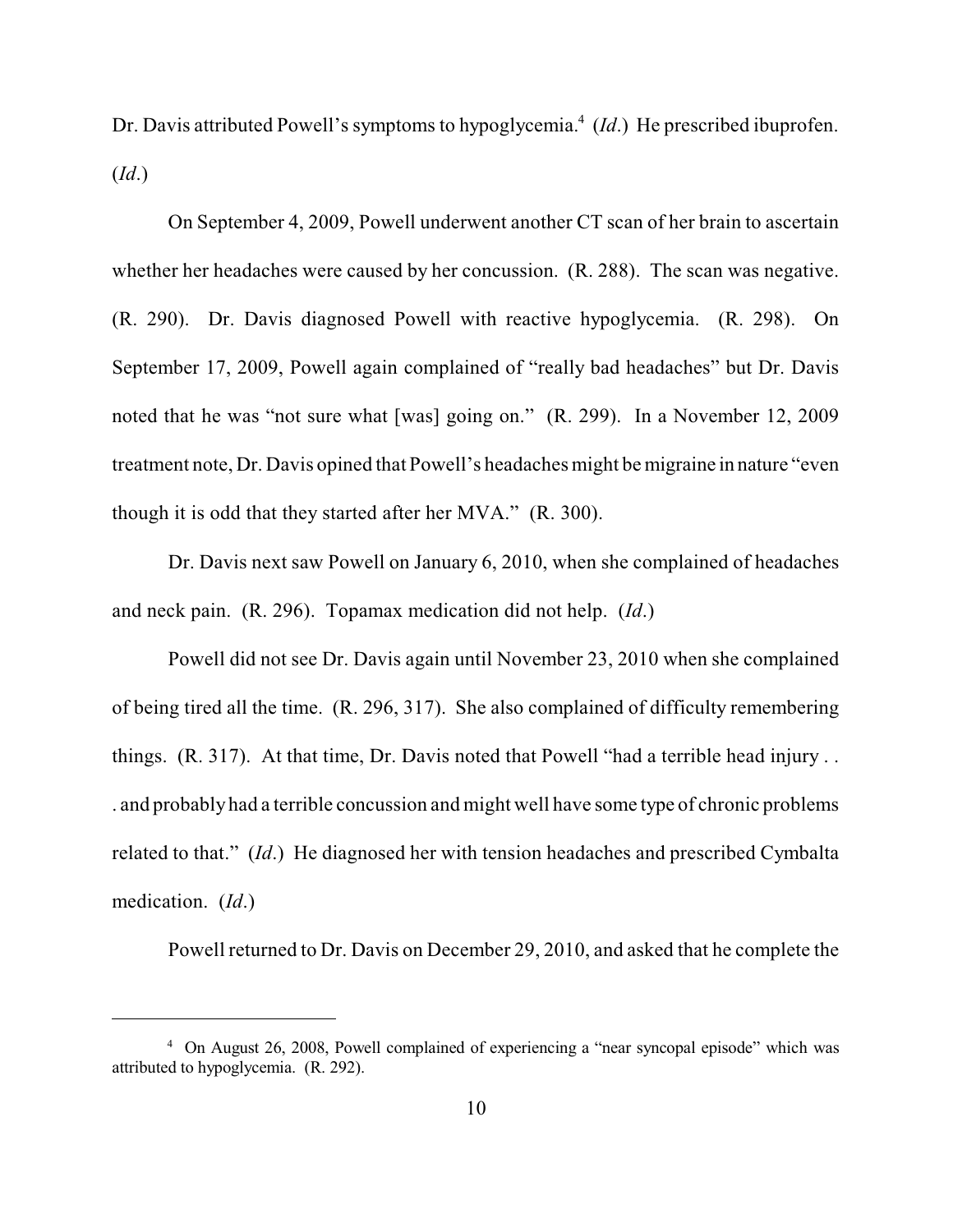Dr. Davis attributed Powell's symptoms to hypoglycemia.[4] (*Id*.) He prescribed ibuprofen. (*Id*.)

On September 4, 2009, Powell underwent another CT scan of her brain to ascertain whether her headaches were caused by her concussion. (R. 288). The scan was negative. (R. 290). Dr. Davis diagnosed Powell with reactive hypoglycemia. (R. 298). On September 17, 2009, Powell again complained of "really bad headaches" but Dr. Davis noted that he was "not sure what [was] going on." (R. 299). In a November 12, 2009 treatment note, Dr. Davis opined that Powell's headaches might be migraine in nature "even though it is odd that they started after her MVA." (R. 300).

Dr. Davis next saw Powell on January 6, 2010, when she complained of headaches and neck pain. (R. 296). Topamax medication did not help. (*Id*.)

Powell did not see Dr. Davis again until November 23, 2010 when she complained of being tired all the time. (R. 296, 317). She also complained of difficulty remembering things. (R. 317). At that time, Dr. Davis noted that Powell "had a terrible head injury . . . and probably had a terrible concussion and might well have some type of chronic problems related to that." (*Id*.) He diagnosed her with tension headaches and prescribed Cymbalta medication. (*Id*.)

Powell returned to Dr. Davis on December 29, 2010, and asked that he complete the

---

[4] On August 26, 2008, Powell complained of experiencing a "near syncopal episode" which was attributed to hypoglycemia. (R. 292).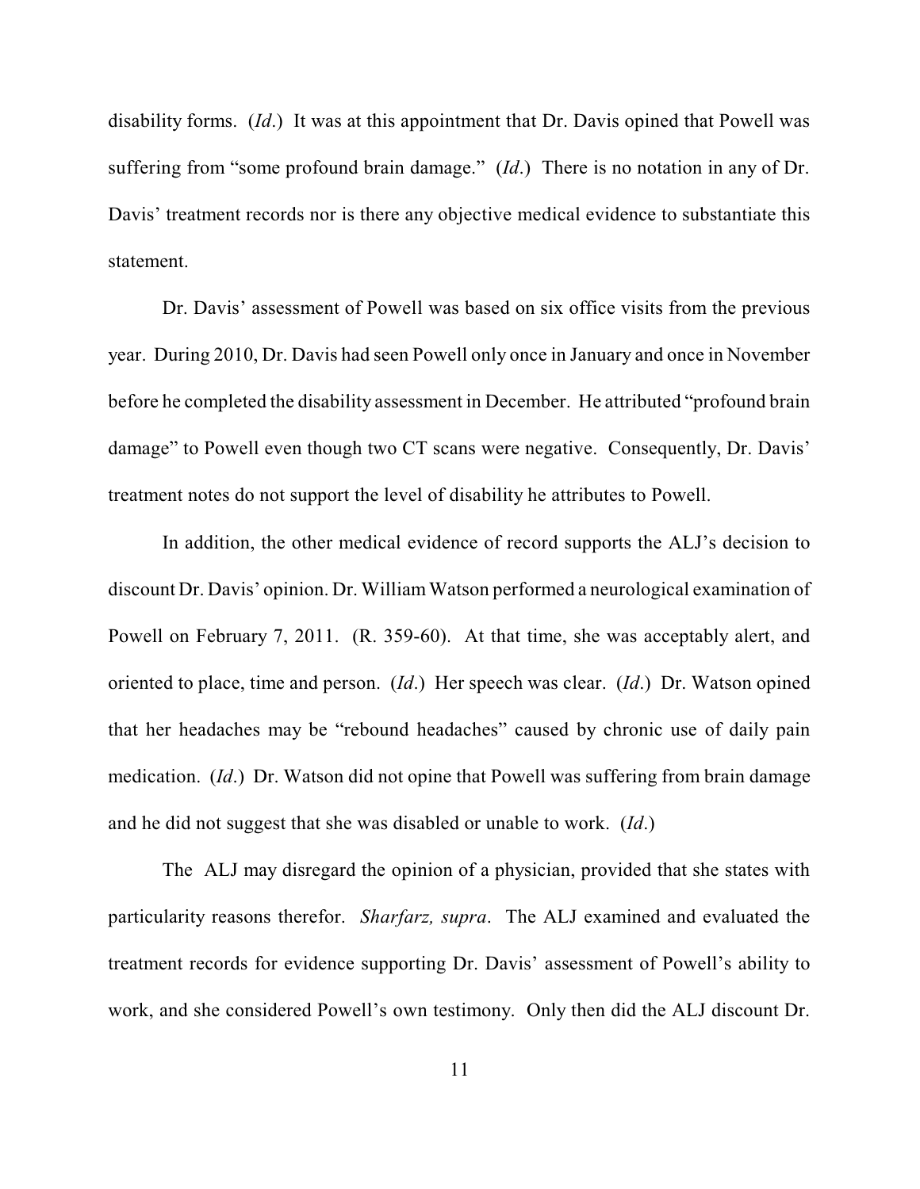disability forms. (*Id*.) It was at this appointment that Dr. Davis opined that Powell was suffering from "some profound brain damage." (*Id*.) There is no notation in any of Dr. Davis' treatment records nor is there any objective medical evidence to substantiate this statement.

Dr. Davis' assessment of Powell was based on six office visits from the previous year. During 2010, Dr. Davis had seen Powell only once in January and once in November before he completed the disability assessment in December. He attributed "profound brain damage" to Powell even though two CT scans were negative. Consequently, Dr. Davis' treatment notes do not support the level of disability he attributes to Powell.

In addition, the other medical evidence of record supports the ALJ's decision to discount Dr. Davis' opinion. Dr. William Watson performed a neurological examination of Powell on February 7, 2011. (R. 359-60). At that time, she was acceptably alert, and oriented to place, time and person. (*Id*.) Her speech was clear. (*Id*.) Dr. Watson opined that her headaches may be "rebound headaches" caused by chronic use of daily pain medication. (*Id*.) Dr. Watson did not opine that Powell was suffering from brain damage and he did not suggest that she was disabled or unable to work. (*Id*.)

The ALJ may disregard the opinion of a physician, provided that she states with particularity reasons therefor. *Sharfarz, supra*. The ALJ examined and evaluated the treatment records for evidence supporting Dr. Davis' assessment of Powell's ability to work, and she considered Powell's own testimony. Only then did the ALJ discount Dr.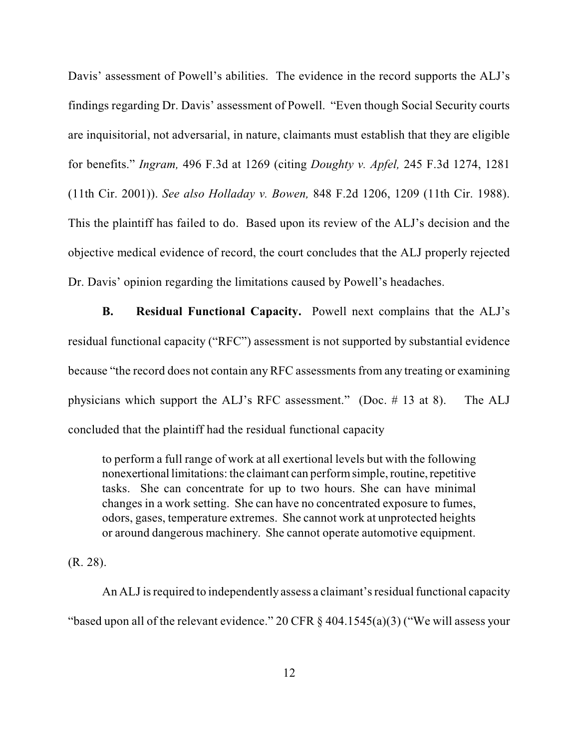Davis' assessment of Powell's abilities. The evidence in the record supports the ALJ's findings regarding Dr. Davis' assessment of Powell. "Even though Social Security courts are inquisitorial, not adversarial, in nature, claimants must establish that they are eligible for benefits." *Ingram,* 496 F.3d at 1269 (citing *Doughty v. Apfel,* 245 F.3d 1274, 1281 (11th Cir. 2001)). *See also Holladay v. Bowen,* 848 F.2d 1206, 1209 (11th Cir. 1988). This the plaintiff has failed to do. Based upon its review of the ALJ's decision and the objective medical evidence of record, the court concludes that the ALJ properly rejected Dr. Davis' opinion regarding the limitations caused by Powell's headaches.

**B. Residual Functional Capacity.** Powell next complains that the ALJ's residual functional capacity ("RFC") assessment is not supported by substantial evidence because "the record does not contain any RFC assessments from any treating or examining physicians which support the ALJ's RFC assessment." (Doc. # 13 at 8). The ALJ concluded that the plaintiff had the residual functional capacity

> to perform a full range of work at all exertional levels but with the following nonexertional limitations: the claimant can perform simple, routine, repetitive tasks. She can concentrate for up to two hours. She can have minimal changes in a work setting. She can have no concentrated exposure to fumes, odors, gases, temperature extremes. She cannot work at unprotected heights or around dangerous machinery. She cannot operate automotive equipment.

(R. 28).

An ALJ is required to independently assess a claimant's residual functional capacity "based upon all of the relevant evidence." 20 CFR § 404.1545(a)(3) ("We will assess your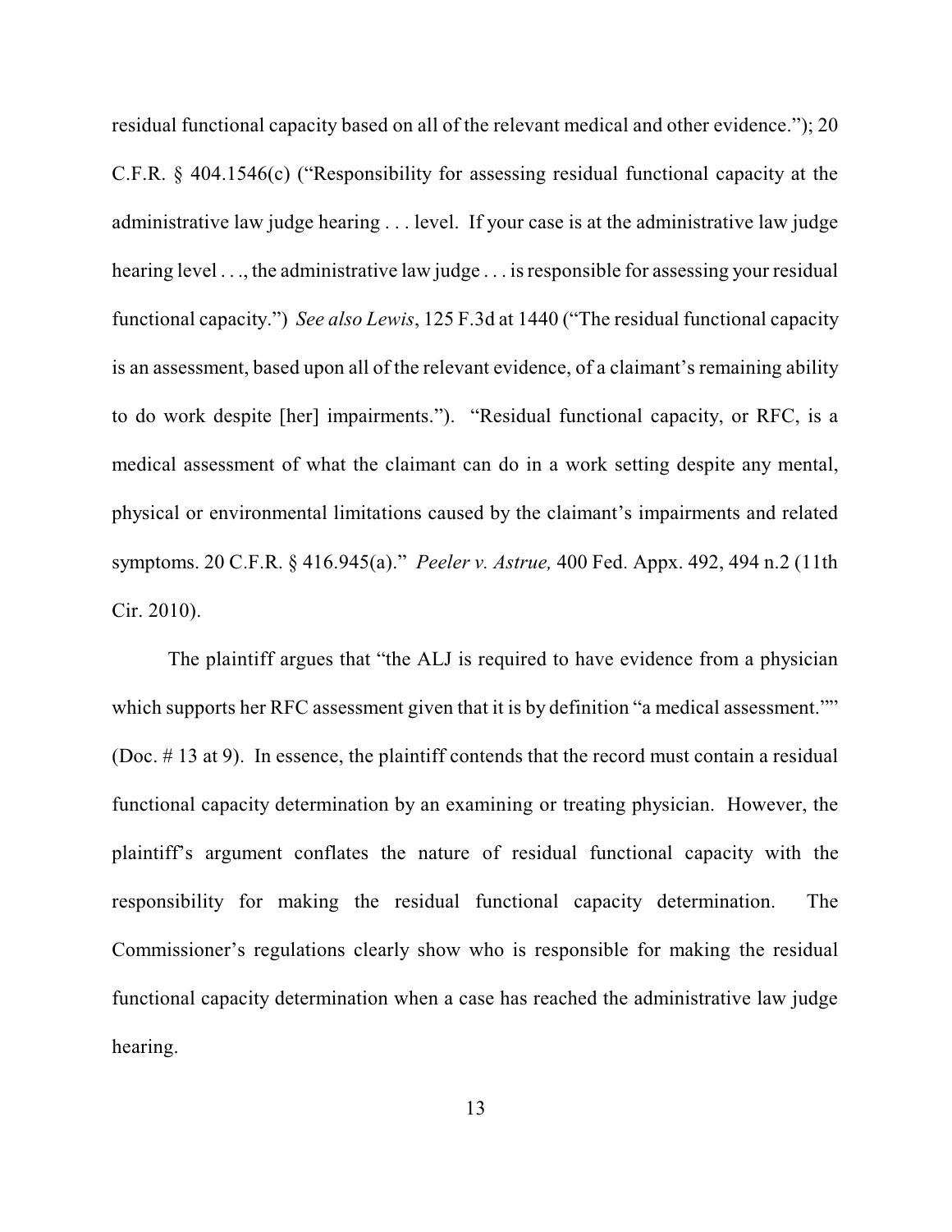residual functional capacity based on all of the relevant medical and other evidence."); 20 C.F.R. § 404.1546(c) ("Responsibility for assessing residual functional capacity at the administrative law judge hearing . . . level. If your case is at the administrative law judge hearing level . . ., the administrative law judge . . . is responsible for assessing your residual functional capacity.") *See also Lewis*, 125 F.3d at 1440 ("The residual functional capacity is an assessment, based upon all of the relevant evidence, of a claimant's remaining ability to do work despite [her] impairments."). "Residual functional capacity, or RFC, is a medical assessment of what the claimant can do in a work setting despite any mental, physical or environmental limitations caused by the claimant's impairments and related symptoms. 20 C.F.R. § 416.945(a)." *Peeler v. Astrue,* 400 Fed. Appx. 492, 494 n.2 (11th Cir. 2010).

The plaintiff argues that "the ALJ is required to have evidence from a physician which supports her RFC assessment given that it is by definition "a medical assessment."" (Doc. # 13 at 9). In essence, the plaintiff contends that the record must contain a residual functional capacity determination by an examining or treating physician. However, the plaintiff's argument conflates the nature of residual functional capacity with the responsibility for making the residual functional capacity determination. The Commissioner's regulations clearly show who is responsible for making the residual functional capacity determination when a case has reached the administrative law judge hearing.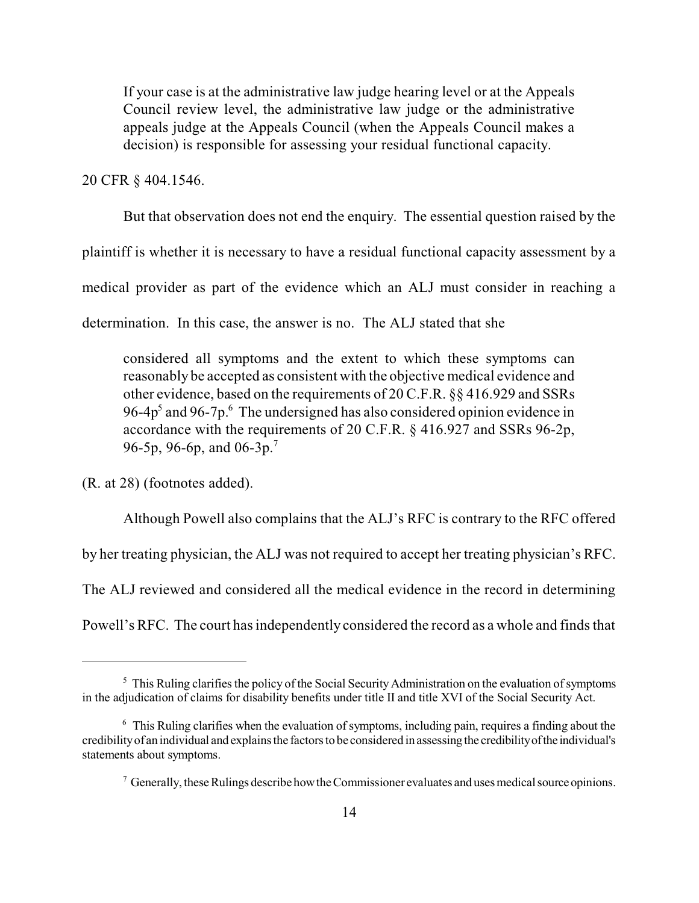> If your case is at the administrative law judge hearing level or at the Appeals Council review level, the administrative law judge or the administrative appeals judge at the Appeals Council (when the Appeals Council makes a decision) is responsible for assessing your residual functional capacity.

20 CFR § 404.1546.

But that observation does not end the enquiry. The essential question raised by the plaintiff is whether it is necessary to have a residual functional capacity assessment by a medical provider as part of the evidence which an ALJ must consider in reaching a determination. In this case, the answer is no. The ALJ stated that she

> considered all symptoms and the extent to which these symptoms can reasonably be accepted as consistent with the objective medical evidence and other evidence, based on the requirements of 20 C.F.R. §§ 416.929 and SSRs 96-4p[5] and 96-7p.[6] The undersigned has also considered opinion evidence in accordance with the requirements of 20 C.F.R. § 416.927 and SSRs 96-2p, 96-5p, 96-6p, and 06-3p.[7]

(R. at 28) (footnotes added).

Although Powell also complains that the ALJ's RFC is contrary to the RFC offered by her treating physician, the ALJ was not required to accept her treating physician's RFC. The ALJ reviewed and considered all the medical evidence in the record in determining Powell's RFC. The court has independently considered the record as a whole and finds that

---

[5] This Ruling clarifies the policy of the Social Security Administration on the evaluation of symptoms in the adjudication of claims for disability benefits under title II and title XVI of the Social Security Act.

[6] This Ruling clarifies when the evaluation of symptoms, including pain, requires a finding about the credibility of an individual and explains the factors to be considered in assessing the credibility of the individual's statements about symptoms.

[7] Generally, these Rulings describe how the Commissioner evaluates and uses medical source opinions.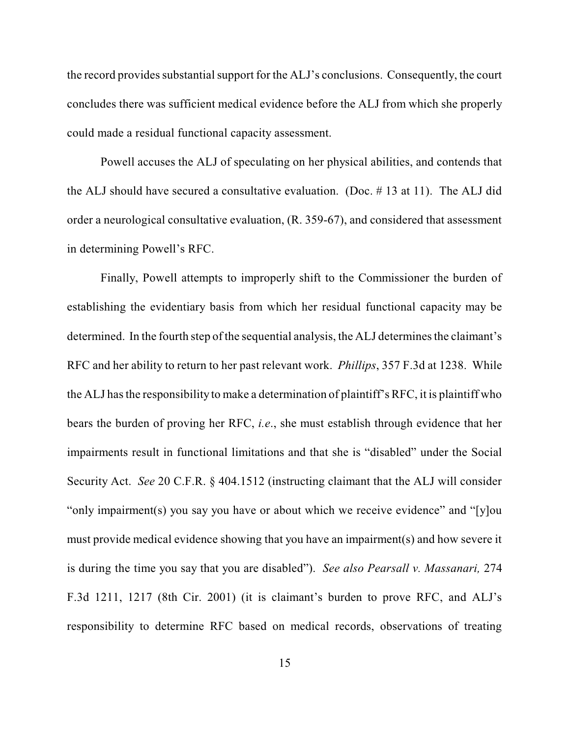the record provides substantial support for the ALJ's conclusions. Consequently, the court concludes there was sufficient medical evidence before the ALJ from which she properly could made a residual functional capacity assessment.

Powell accuses the ALJ of speculating on her physical abilities, and contends that the ALJ should have secured a consultative evaluation. (Doc. # 13 at 11). The ALJ did order a neurological consultative evaluation, (R. 359-67), and considered that assessment in determining Powell's RFC.

Finally, Powell attempts to improperly shift to the Commissioner the burden of establishing the evidentiary basis from which her residual functional capacity may be determined. In the fourth step of the sequential analysis, the ALJ determines the claimant's RFC and her ability to return to her past relevant work. *Phillips*, 357 F.3d at 1238. While the ALJ has the responsibility to make a determination of plaintiff's RFC, it is plaintiff who bears the burden of proving her RFC, *i.e*., she must establish through evidence that her impairments result in functional limitations and that she is "disabled" under the Social Security Act. *See* 20 C.F.R. § 404.1512 (instructing claimant that the ALJ will consider "only impairment(s) you say you have or about which we receive evidence" and "[y]ou must provide medical evidence showing that you have an impairment(s) and how severe it is during the time you say that you are disabled"). *See also Pearsall v. Massanari,* 274 F.3d 1211, 1217 (8th Cir. 2001) (it is claimant's burden to prove RFC, and ALJ's responsibility to determine RFC based on medical records, observations of treating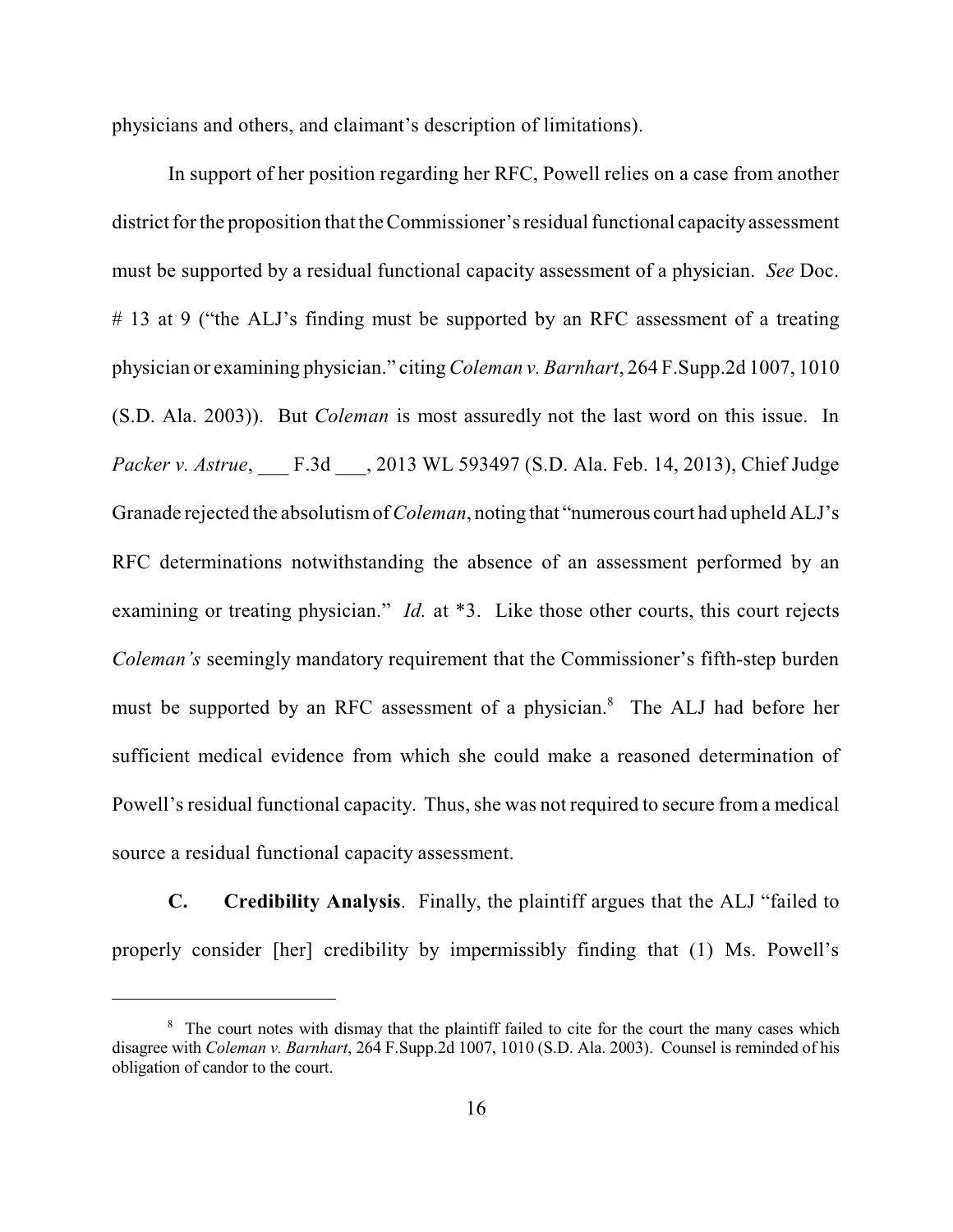physicians and others, and claimant's description of limitations).

In support of her position regarding her RFC, Powell relies on a case from another district for the proposition that the Commissioner's residual functional capacity assessment must be supported by a residual functional capacity assessment of a physician. *See* Doc. # 13 at 9 ("the ALJ's finding must be supported by an RFC assessment of a treating physician or examining physician." citing *Coleman v. Barnhart*, 264 F.Supp.2d 1007, 1010 (S.D. Ala. 2003)). But *Coleman* is most assuredly not the last word on this issue. In *Packer v. Astrue*, ___ F.3d ___, 2013 WL 593497 (S.D. Ala. Feb. 14, 2013), Chief Judge Granade rejected the absolutism of *Coleman*, noting that "numerous court had upheld ALJ's RFC determinations notwithstanding the absence of an assessment performed by an examining or treating physician." *Id.* at *3. Like those other courts, this court rejects *Coleman's* seemingly mandatory requirement that the Commissioner's fifth-step burden must be supported by an RFC assessment of a physician.[8] The ALJ had before her sufficient medical evidence from which she could make a reasoned determination of Powell's residual functional capacity. Thus, she was not required to secure from a medical source a residual functional capacity assessment.

**C. Credibility Analysis**. Finally, the plaintiff argues that the ALJ "failed to properly consider [her] credibility by impermissibly finding that (1) Ms. Powell's

---

[8] The court notes with dismay that the plaintiff failed to cite for the court the many cases which disagree with *Coleman v. Barnhart*, 264 F.Supp.2d 1007, 1010 (S.D. Ala. 2003). Counsel is reminded of his obligation of candor to the court.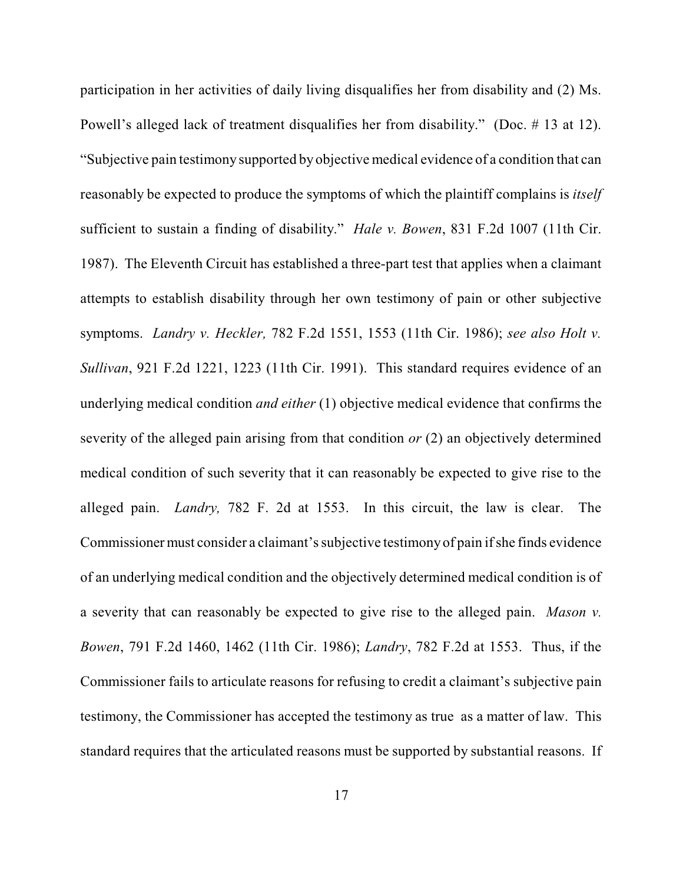participation in her activities of daily living disqualifies her from disability and (2) Ms. Powell's alleged lack of treatment disqualifies her from disability." (Doc. # 13 at 12). "Subjective pain testimony supported by objective medical evidence of a condition that can reasonably be expected to produce the symptoms of which the plaintiff complains is *itself* sufficient to sustain a finding of disability." *Hale v. Bowen*, 831 F.2d 1007 (11th Cir. 1987). The Eleventh Circuit has established a three-part test that applies when a claimant attempts to establish disability through her own testimony of pain or other subjective symptoms. *Landry v. Heckler,* 782 F.2d 1551, 1553 (11th Cir. 1986); *see also Holt v. Sullivan*, 921 F.2d 1221, 1223 (11th Cir. 1991). This standard requires evidence of an underlying medical condition *and either* (1) objective medical evidence that confirms the severity of the alleged pain arising from that condition *or* (2) an objectively determined medical condition of such severity that it can reasonably be expected to give rise to the alleged pain. *Landry,* 782 F. 2d at 1553. In this circuit, the law is clear. The Commissioner must consider a claimant's subjective testimony of pain if she finds evidence of an underlying medical condition and the objectively determined medical condition is of a severity that can reasonably be expected to give rise to the alleged pain. *Mason v. Bowen*, 791 F.2d 1460, 1462 (11th Cir. 1986); *Landry*, 782 F.2d at 1553. Thus, if the Commissioner fails to articulate reasons for refusing to credit a claimant's subjective pain testimony, the Commissioner has accepted the testimony as true as a matter of law. This standard requires that the articulated reasons must be supported by substantial reasons. If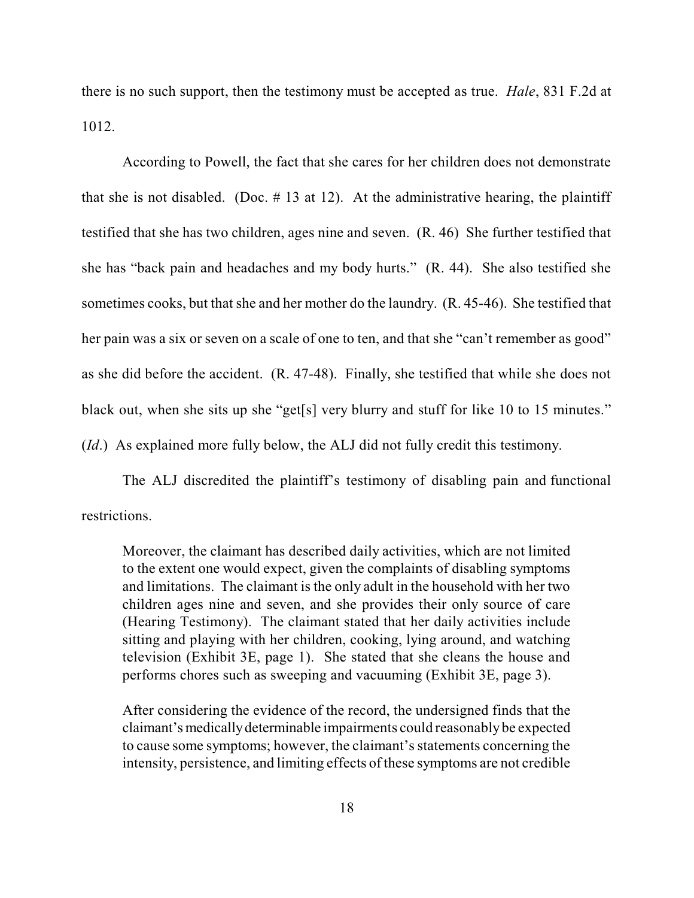there is no such support, then the testimony must be accepted as true. *Hale*, 831 F.2d at 1012.

According to Powell, the fact that she cares for her children does not demonstrate that she is not disabled. (Doc. # 13 at 12). At the administrative hearing, the plaintiff testified that she has two children, ages nine and seven. (R. 46) She further testified that she has "back pain and headaches and my body hurts." (R. 44). She also testified she sometimes cooks, but that she and her mother do the laundry. (R. 45-46). She testified that her pain was a six or seven on a scale of one to ten, and that she "can't remember as good" as she did before the accident. (R. 47-48). Finally, she testified that while she does not black out, when she sits up she "get[s] very blurry and stuff for like 10 to 15 minutes." (*Id*.) As explained more fully below, the ALJ did not fully credit this testimony.

The ALJ discredited the plaintiff's testimony of disabling pain and functional restrictions.

> Moreover, the claimant has described daily activities, which are not limited to the extent one would expect, given the complaints of disabling symptoms and limitations. The claimant is the only adult in the household with her two children ages nine and seven, and she provides their only source of care (Hearing Testimony). The claimant stated that her daily activities include sitting and playing with her children, cooking, lying around, and watching television (Exhibit 3E, page 1). She stated that she cleans the house and performs chores such as sweeping and vacuuming (Exhibit 3E, page 3).
>
> After considering the evidence of the record, the undersigned finds that the claimant's medically determinable impairments could reasonably be expected to cause some symptoms; however, the claimant's statements concerning the intensity, persistence, and limiting effects of these symptoms are not credible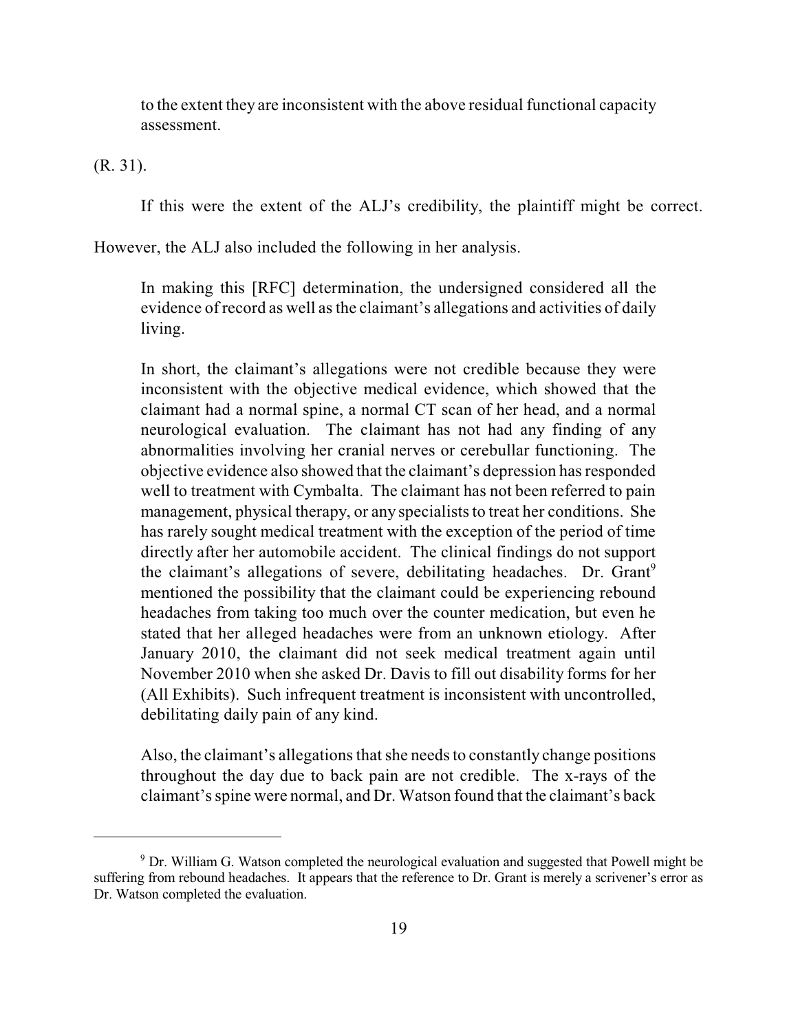> to the extent they are inconsistent with the above residual functional capacity assessment.

(R. 31).

If this were the extent of the ALJ's credibility, the plaintiff might be correct. However, the ALJ also included the following in her analysis.

> In making this [RFC] determination, the undersigned considered all the evidence of record as well as the claimant's allegations and activities of daily living.
>
> In short, the claimant's allegations were not credible because they were inconsistent with the objective medical evidence, which showed that the claimant had a normal spine, a normal CT scan of her head, and a normal neurological evaluation. The claimant has not had any finding of any abnormalities involving her cranial nerves or cerebullar functioning. The objective evidence also showed that the claimant's depression has responded well to treatment with Cymbalta. The claimant has not been referred to pain management, physical therapy, or any specialists to treat her conditions. She has rarely sought medical treatment with the exception of the period of time directly after her automobile accident. The clinical findings do not support the claimant's allegations of severe, debilitating headaches. Dr. Grant[9] mentioned the possibility that the claimant could be experiencing rebound headaches from taking too much over the counter medication, but even he stated that her alleged headaches were from an unknown etiology. After January 2010, the claimant did not seek medical treatment again until November 2010 when she asked Dr. Davis to fill out disability forms for her (All Exhibits). Such infrequent treatment is inconsistent with uncontrolled, debilitating daily pain of any kind.
>
> Also, the claimant's allegations that she needs to constantly change positions throughout the day due to back pain are not credible. The x-rays of the claimant's spine were normal, and Dr. Watson found that the claimant's back

---

[9] Dr. William G. Watson completed the neurological evaluation and suggested that Powell might be suffering from rebound headaches. It appears that the reference to Dr. Grant is merely a scrivener's error as Dr. Watson completed the evaluation.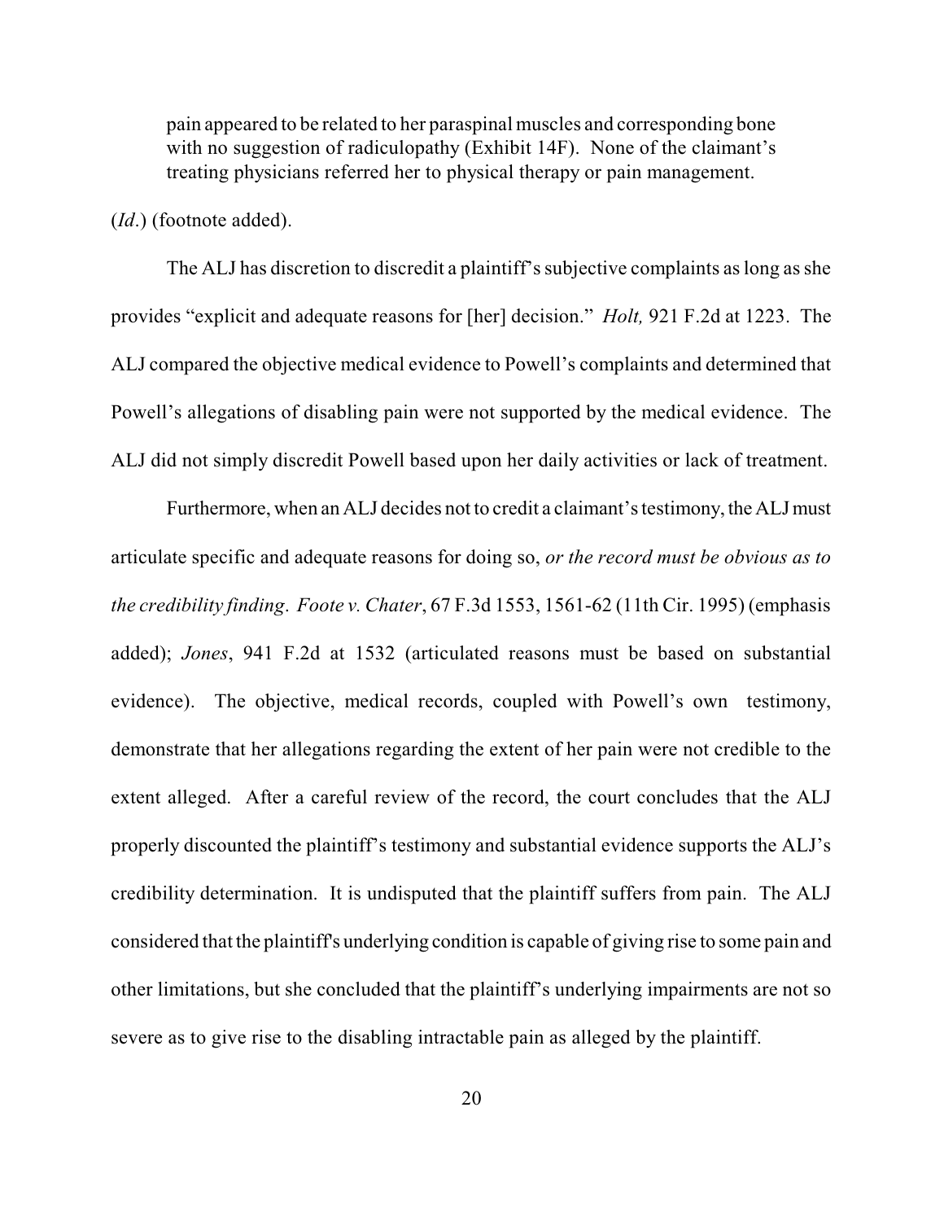> pain appeared to be related to her paraspinal muscles and corresponding bone with no suggestion of radiculopathy (Exhibit 14F). None of the claimant's treating physicians referred her to physical therapy or pain management.

(*Id*.) (footnote added).

The ALJ has discretion to discredit a plaintiff's subjective complaints as long as she provides "explicit and adequate reasons for [her] decision." *Holt,* 921 F.2d at 1223. The ALJ compared the objective medical evidence to Powell's complaints and determined that Powell's allegations of disabling pain were not supported by the medical evidence. The ALJ did not simply discredit Powell based upon her daily activities or lack of treatment.

Furthermore, when an ALJ decides not to credit a claimant's testimony, the ALJ must articulate specific and adequate reasons for doing so, *or the record must be obvious as to the credibility finding*. *Foote v. Chater*, 67 F.3d 1553, 1561-62 (11th Cir. 1995) (emphasis added); *Jones*, 941 F.2d at 1532 (articulated reasons must be based on substantial evidence). The objective, medical records, coupled with Powell's own testimony, demonstrate that her allegations regarding the extent of her pain were not credible to the extent alleged. After a careful review of the record, the court concludes that the ALJ properly discounted the plaintiff's testimony and substantial evidence supports the ALJ's credibility determination. It is undisputed that the plaintiff suffers from pain. The ALJ considered that the plaintiff's underlying condition is capable of giving rise to some pain and other limitations, but she concluded that the plaintiff's underlying impairments are not so severe as to give rise to the disabling intractable pain as alleged by the plaintiff.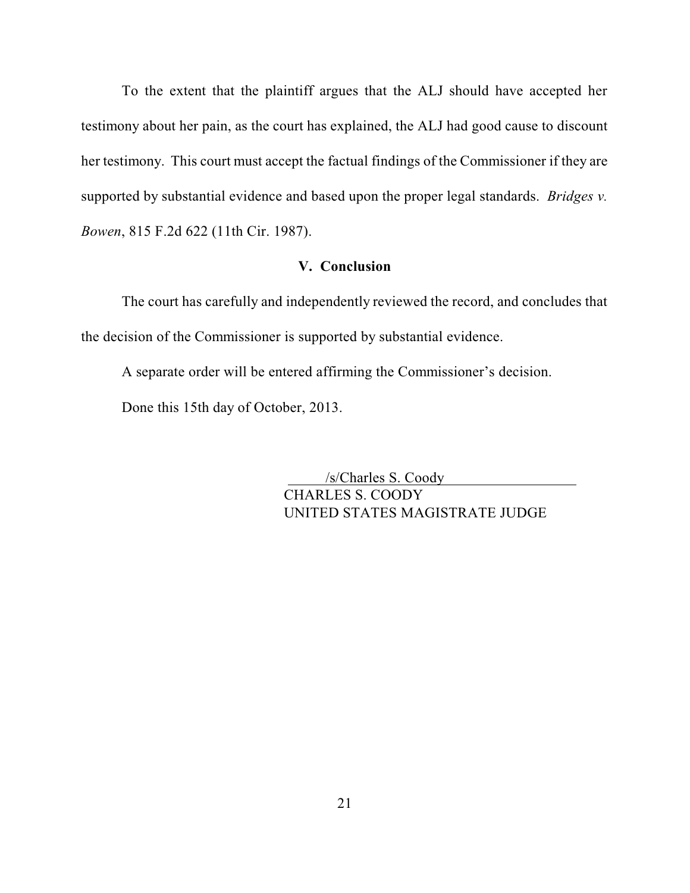To the extent that the plaintiff argues that the ALJ should have accepted her testimony about her pain, as the court has explained, the ALJ had good cause to discount her testimony. This court must accept the factual findings of the Commissioner if they are supported by substantial evidence and based upon the proper legal standards. *Bridges v. Bowen*, 815 F.2d 622 (11th Cir. 1987).

## V. Conclusion

The court has carefully and independently reviewed the record, and concludes that the decision of the Commissioner is supported by substantial evidence.

A separate order will be entered affirming the Commissioner's decision.

Done this 15th day of October, 2013.

/s/Charles S. Coody
CHARLES S. COODY
UNITED STATES MAGISTRATE JUDGE